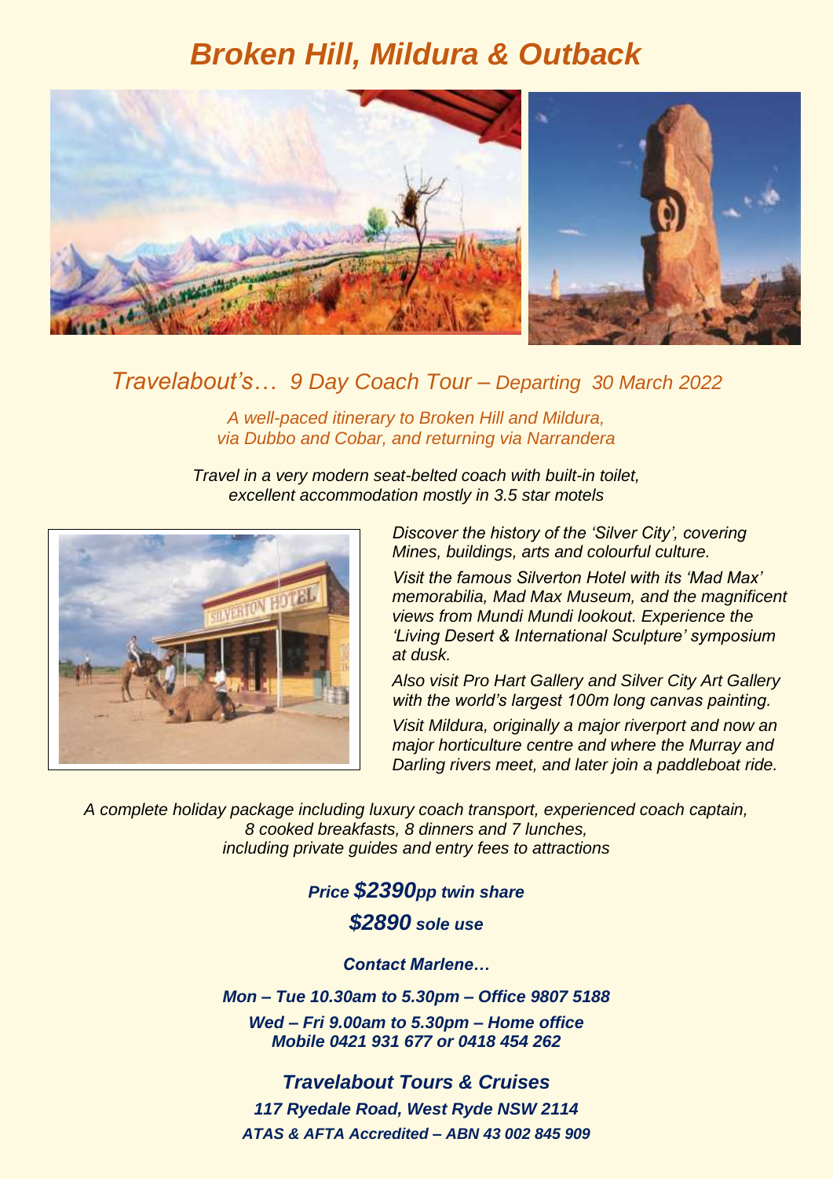# *Broken Hill, Mildura & Outback*

## *Travelabout's… 9 Day Coach Tour – Departing 30 March 2022*

*A well-paced itinerary to Broken Hill and Mildura,*
*via Dubbo and Cobar, and returning via Narrandera*

*Travel in a very modern seat-belted coach with built-in toilet,*
*excellent accommodation mostly in 3.5 star motels*

*Discover the history of the 'Silver City', covering Mines, buildings, arts and colourful culture.*

*Visit the famous Silverton Hotel with its 'Mad Max' memorabilia, Mad Max Museum, and the magnificent views from Mundi Mundi lookout. Experience the 'Living Desert & International Sculpture' symposium at dusk.*

*Also visit Pro Hart Gallery and Silver City Art Gallery with the world's largest 100m long canvas painting.*

*Visit Mildura, originally a major riverport and now an major horticulture centre and where the Murray and Darling rivers meet, and later join a paddleboat ride.*

*A complete holiday package including luxury coach transport, experienced coach captain,*
*8 cooked breakfasts, 8 dinners and 7 lunches,*
*including private guides and entry fees to attractions*

***Price $2390pp twin share***

***$2890 sole use***

***Contact Marlene…***

***Mon – Tue 10.30am to 5.30pm – Office 9807 5188***

***Wed – Fri 9.00am to 5.30pm – Home office***
***Mobile 0421 931 677 or 0418 454 262***

### *Travelabout Tours & Cruises*

***117 Ryedale Road, West Ryde NSW 2114***

***ATAS & AFTA Accredited – ABN 43 002 845 909***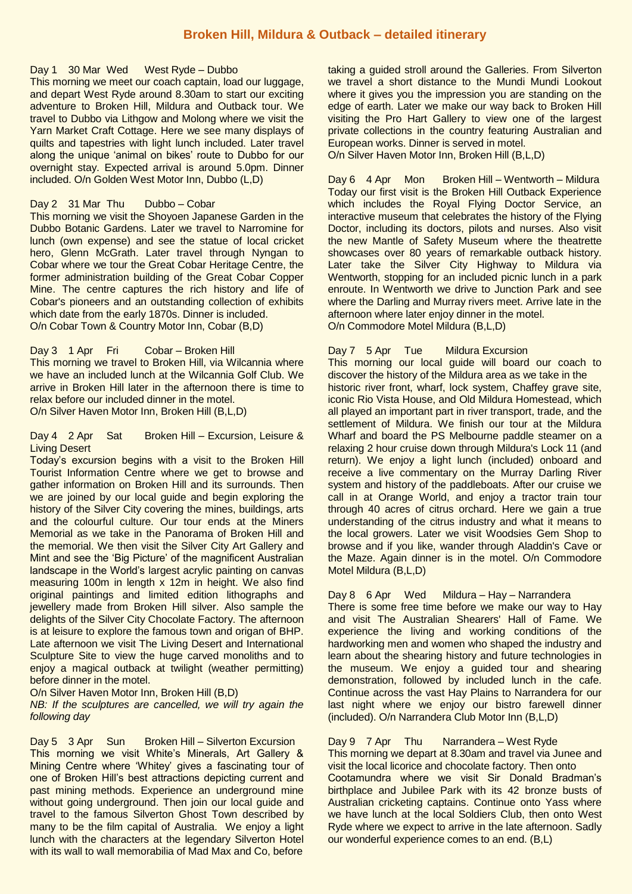# Broken Hill, Mildura & Outback – detailed itinerary

**Day 1 30 Mar Wed West Ryde – Dubbo**

This morning we meet our coach captain, load our luggage, and depart West Ryde around 8.30am to start our exciting adventure to Broken Hill, Mildura and Outback tour. We travel to Dubbo via Lithgow and Molong where we visit the Yarn Market Craft Cottage. Here we see many displays of quilts and tapestries with light lunch included. Later travel along the unique 'animal on bikes' route to Dubbo for our overnight stay. Expected arrival is around 5.0pm. Dinner included. O/n Golden West Motor Inn, Dubbo (L,D)

**Day 2 31 Mar Thu Dubbo – Cobar**

This morning we visit the Shoyoen Japanese Garden in the Dubbo Botanic Gardens. Later we travel to Narromine for lunch (own expense) and see the statue of local cricket hero, Glenn McGrath. Later travel through Nyngan to Cobar where we tour the Great Cobar Heritage Centre, the former administration building of the Great Cobar Copper Mine. The centre captures the rich history and life of Cobar's pioneers and an outstanding collection of exhibits which date from the early 1870s. Dinner is included.
O/n Cobar Town & Country Motor Inn, Cobar (B,D)

**Day 3 1 Apr Fri Cobar – Broken Hill**

This morning we travel to Broken Hill, via Wilcannia where we have an included lunch at the Wilcannia Golf Club. We arrive in Broken Hill later in the afternoon there is time to relax before our included dinner in the motel.
O/n Silver Haven Motor Inn, Broken Hill (B,L,D)

**Day 4 2 Apr Sat Broken Hill – Excursion, Leisure & Living Desert**

Today's excursion begins with a visit to the Broken Hill Tourist Information Centre where we get to browse and gather information on Broken Hill and its surrounds. Then we are joined by our local guide and begin exploring the history of the Silver City covering the mines, buildings, arts and the colourful culture. Our tour ends at the Miners Memorial as we take in the Panorama of Broken Hill and the memorial. We then visit the Silver City Art Gallery and Mint and see the 'Big Picture' of the magnificent Australian landscape in the World's largest acrylic painting on canvas measuring 100m in length x 12m in height. We also find original paintings and limited edition lithographs and jewellery made from Broken Hill silver. Also sample the delights of the Silver City Chocolate Factory. The afternoon is at leisure to explore the famous town and origan of BHP. Late afternoon we visit The Living Desert and International Sculpture Site to view the huge carved monoliths and to enjoy a magical outback at twilight (weather permitting) before dinner in the motel.
O/n Silver Haven Motor Inn, Broken Hill (B,D)
*NB: If the sculptures are cancelled, we will try again the following day*

**Day 5 3 Apr Sun Broken Hill – Silverton Excursion**

This morning we visit White's Minerals, Art Gallery & Mining Centre where 'Whitey' gives a fascinating tour of one of Broken Hill's best attractions depicting current and past mining methods. Experience an underground mine without going underground. Then join our local guide and travel to the famous Silverton Ghost Town described by many to be the film capital of Australia. We enjoy a light lunch with the characters at the legendary Silverton Hotel with its wall to wall memorabilia of Mad Max and Co, before taking a guided stroll around the Galleries. From Silverton we travel a short distance to the Mundi Mundi Lookout where it gives you the impression you are standing on the edge of earth. Later we make our way back to Broken Hill visiting the Pro Hart Gallery to view one of the largest private collections in the country featuring Australian and European works. Dinner is served in motel.
O/n Silver Haven Motor Inn, Broken Hill (B,L,D)

**Day 6 4 Apr Mon Broken Hill – Wentworth – Mildura**

Today our first visit is the Broken Hill Outback Experience which includes the Royal Flying Doctor Service, an interactive museum that celebrates the history of the Flying Doctor, including its doctors, pilots and nurses. Also visit the new Mantle of Safety Museum where the theatrette showcases over 80 years of remarkable outback history. Later take the Silver City Highway to Mildura via Wentworth, stopping for an included picnic lunch in a park enroute. In Wentworth we drive to Junction Park and see where the Darling and Murray rivers meet. Arrive late in the afternoon where later enjoy dinner in the motel.
O/n Commodore Motel Mildura (B,L,D)

**Day 7 5 Apr Tue Mildura Excursion**

This morning our local guide will board our coach to discover the history of the Mildura area as we take in the historic river front, wharf, lock system, Chaffey grave site, iconic Rio Vista House, and Old Mildura Homestead, which all played an important part in river transport, trade, and the settlement of Mildura. We finish our tour at the Mildura Wharf and board the PS Melbourne paddle steamer on a relaxing 2 hour cruise down through Mildura's Lock 11 (and return). We enjoy a light lunch (included) onboard and receive a live commentary on the Murray Darling River system and history of the paddleboats. After our cruise we call in at Orange World, and enjoy a tractor train tour through 40 acres of citrus orchard. Here we gain a true understanding of the citrus industry and what it means to the local growers. Later we visit Woodsies Gem Shop to browse and if you like, wander through Aladdin's Cave or the Maze. Again dinner is in the motel. O/n Commodore Motel Mildura (B,L,D)

**Day 8 6 Apr Wed Mildura – Hay – Narrandera**

There is some free time before we make our way to Hay and visit The Australian Shearers' Hall of Fame. We experience the living and working conditions of the hardworking men and women who shaped the industry and learn about the shearing history and future technologies in the museum. We enjoy a guided tour and shearing demonstration, followed by included lunch in the cafe. Continue across the vast Hay Plains to Narrandera for our last night where we enjoy our bistro farewell dinner (included). O/n Narrandera Club Motor Inn (B,L,D)

**Day 9 7 Apr Thu Narrandera – West Ryde**

This morning we depart at 8.30am and travel via Junee and visit the local licorice and chocolate factory. Then onto Cootamundra where we visit Sir Donald Bradman's birthplace and Jubilee Park with its 42 bronze busts of Australian cricketing captains. Continue onto Yass where we have lunch at the local Soldiers Club, then onto West Ryde where we expect to arrive in the late afternoon. Sadly our wonderful experience comes to an end. (B,L)